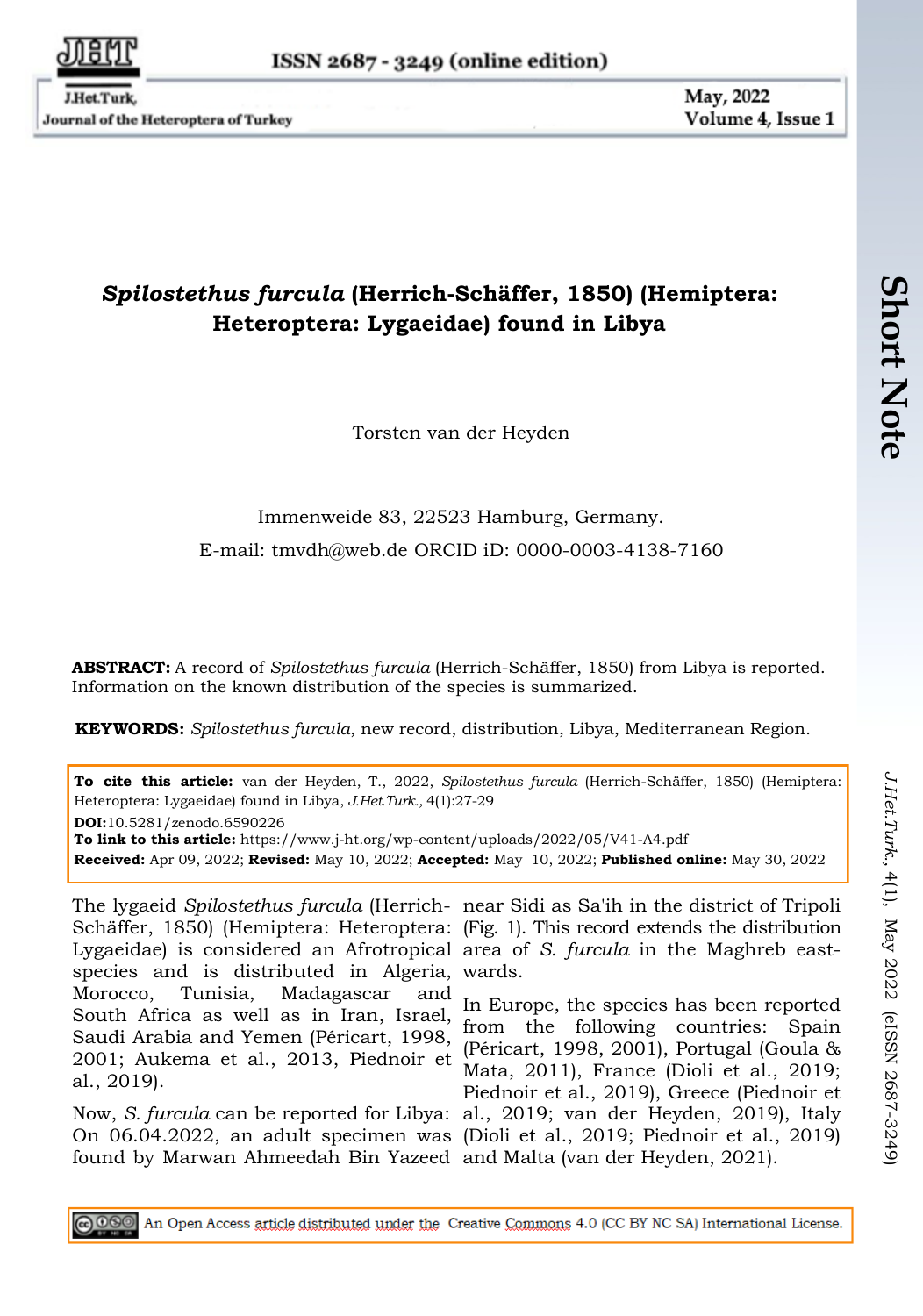# *Spilostethus furcula* (Herrich-Schäffer, 1850) (Hemiptera: Heteroptera: Lygaeidae) found in Libya

Torsten van der Heyden

Immenweide 83, 22523 Hamburg, Germany.

E-mail: tmvdh@web.de ORCID iD: 0000-0003-4138-7160

**ABSTRACT:** A record of *Spilostethus furcula* (Herrich-Schäffer, 1850) from Libya is reported. Information on the known distribution of the species is summarized.

**KEYWORDS:** *Spilostethus furcula*, new record, distribution, Libya, Mediterranean Region.

**To cite this article:** van der Heyden, T., 2022, *Spilostethus furcula* (Herrich-Schäffer, 1850) (Hemiptera: Heteroptera: Lygaeidae) found in Libya, *J.Het.Turk.,* 4(1):27-29

**DOI:**10.5281/zenodo.6590226

**To link to this article:** https://www.j-ht.org/wp-content/uploads/2022/05/V41-A4.pdf

**Received:** Apr 09, 2022; **Revised:** May 10, 2022; **Accepted:** May 10, 2022; **Published online:** May 30, 2022

The lygaeid *Spilostethus furcula* (Herrich-Schäffer, 1850) (Hemiptera: Heteroptera: Lygaeidae) is considered an Afrotropical species and is distributed in Algeria, Morocco, Tunisia, Madagascar and South Africa as well as in Iran, Israel, Saudi Arabia and Yemen (Péricart, 1998, 2001; Aukema et al., 2013, Piednoir et al., 2019).

Now, *S. furcula* can be reported for Libya: On 06.04.2022, an adult specimen was found by Marwan Ahmeedah Bin Yazeed near Sidi as Sa'ih in the district of Tripoli (Fig. 1). This record extends the distribution area of *S. furcula* in the Maghreb eastwards.

In Europe, the species has been reported from the following countries: Spain (Péricart, 1998, 2001), Portugal (Goula & Mata, 2011), France (Dioli et al., 2019; Piednoir et al., 2019), Greece (Piednoir et al., 2019; van der Heyden, 2019), Italy (Dioli et al., 2019; Piednoir et al., 2019) and Malta (van der Heyden, 2021).

An Open Access article distributed under the Creative Commons 4.0 (CC BY NC SA) International License.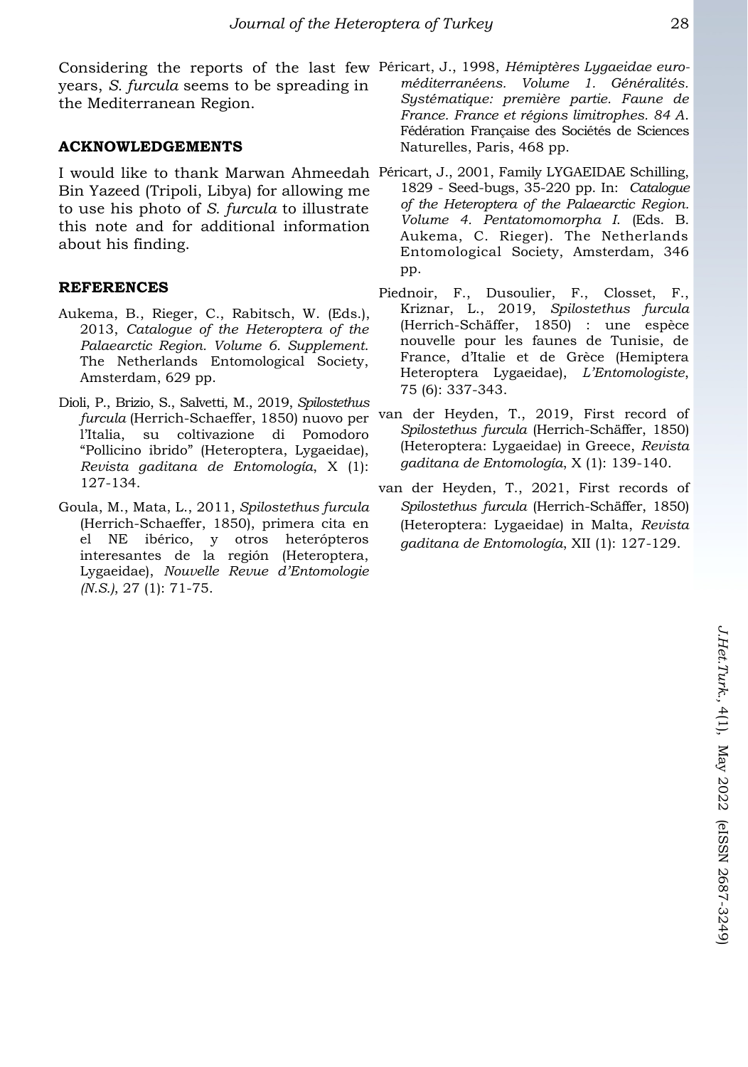Considering the reports of the last few years, *S. furcula* seems to be spreading in the Mediterranean Region.

## ACKNOWLEDGEMENTS

I would like to thank Marwan Ahmeedah Bin Yazeed (Tripoli, Libya) for allowing me to use his photo of *S. furcula* to illustrate this note and for additional information about his finding.

## REFERENCES

Aukema, B., Rieger, C., Rabitsch, W. (Eds.), 2013, *Catalogue of the Heteroptera of the Palaearctic Region. Volume 6. Supplement.* The Netherlands Entomological Society, Amsterdam, 629 pp.

Dioli, P., Brizio, S., Salvetti, M., 2019, *Spilostethus furcula* (Herrich-Schaeffer, 1850) nuovo per l'Italia, su coltivazione di Pomodoro "Pollicino ibrido" (Heteroptera, Lygaeidae), *Revista gaditana de Entomología*, X (1): 127-134.

Goula, M., Mata, L., 2011, *Spilostethus furcula* (Herrich-Schaeffer, 1850), primera cita en el NE ibérico, y otros heterópteros interesantes de la región (Heteroptera, Lygaeidae), *Nouvelle Revue d'Entomologie (N.S.)*, 27 (1): 71-75.

Péricart, J., 1998, *Hémiptères Lygaeidae euro-méditerranéens. Volume 1. Généralités. Systématique: première partie. Faune de France. France et régions limitrophes. 84 A.* Fédération Française des Sociétés de Sciences Naturelles, Paris, 468 pp.

Péricart, J., 2001, Family LYGAEIDAE Schilling, 1829 - Seed-bugs, 35-220 pp. In: *Catalogue of the Heteroptera of the Palaearctic Region. Volume 4. Pentatomomorpha I.* (Eds. B. Aukema, C. Rieger). The Netherlands Entomological Society, Amsterdam, 346 pp.

Piednoir, F., Dusoulier, F., Closset, F., Kriznar, L., 2019, *Spilostethus furcula* (Herrich-Schäffer, 1850) : une espèce nouvelle pour les faunes de Tunisie, de France, d'Italie et de Grèce (Hemiptera Heteroptera Lygaeidae), *L'Entomologiste*, 75 (6): 337-343.

van der Heyden, T., 2019, First record of *Spilostethus furcula* (Herrich-Schäffer, 1850) (Heteroptera: Lygaeidae) in Greece, *Revista gaditana de Entomología*, X (1): 139-140.

van der Heyden, T., 2021, First records of *Spilostethus furcula* (Herrich-Schäffer, 1850) (Heteroptera: Lygaeidae) in Malta, *Revista gaditana de Entomología*, XII (1): 127-129.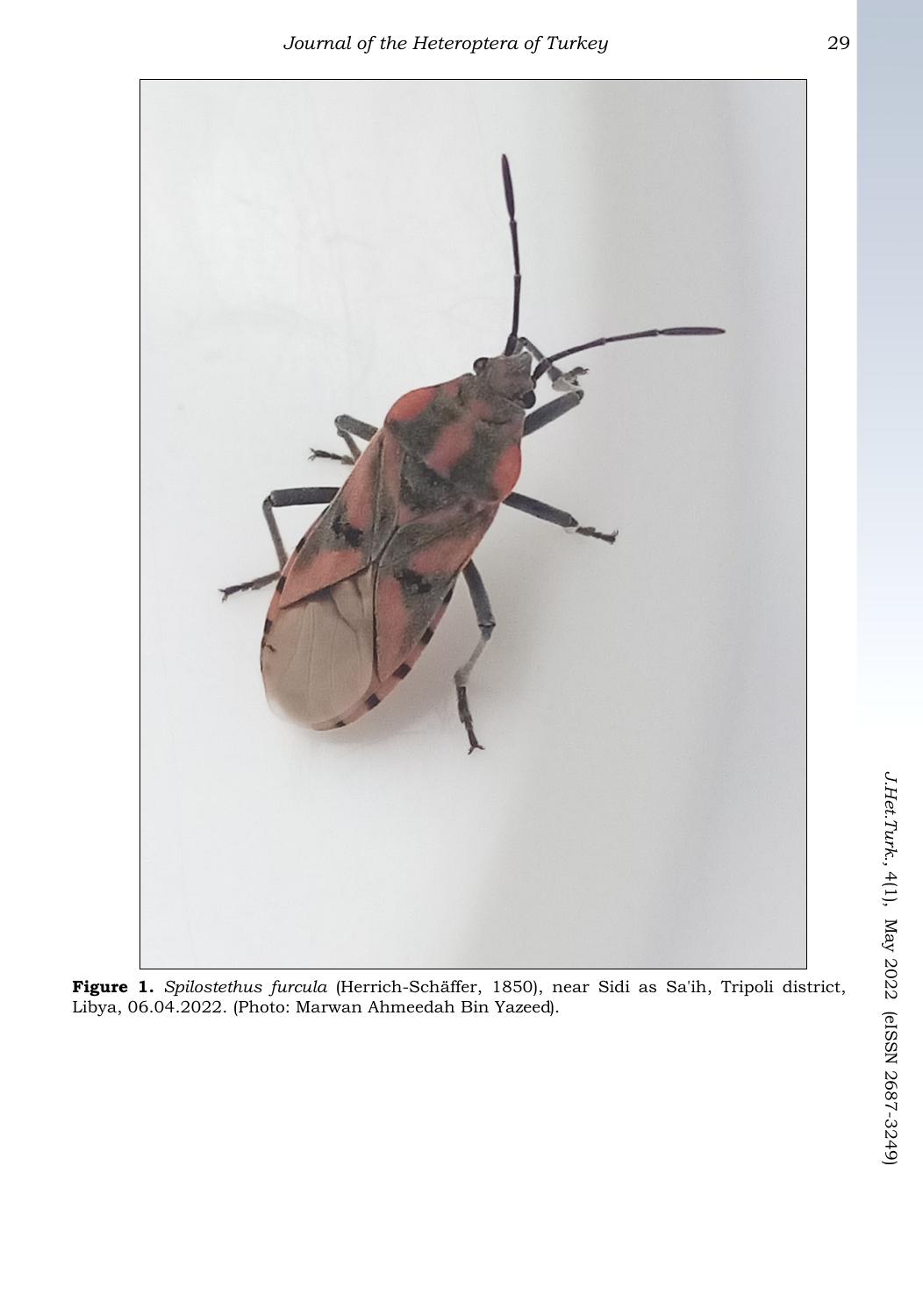**Figure 1.** *Spilostethus furcula* (Herrich-Schäffer, 1850), near Sidi as Sa'ih, Tripoli district, Libya, 06.04.2022. (Photo: Marwan Ahmeedah Bin Yazeed).